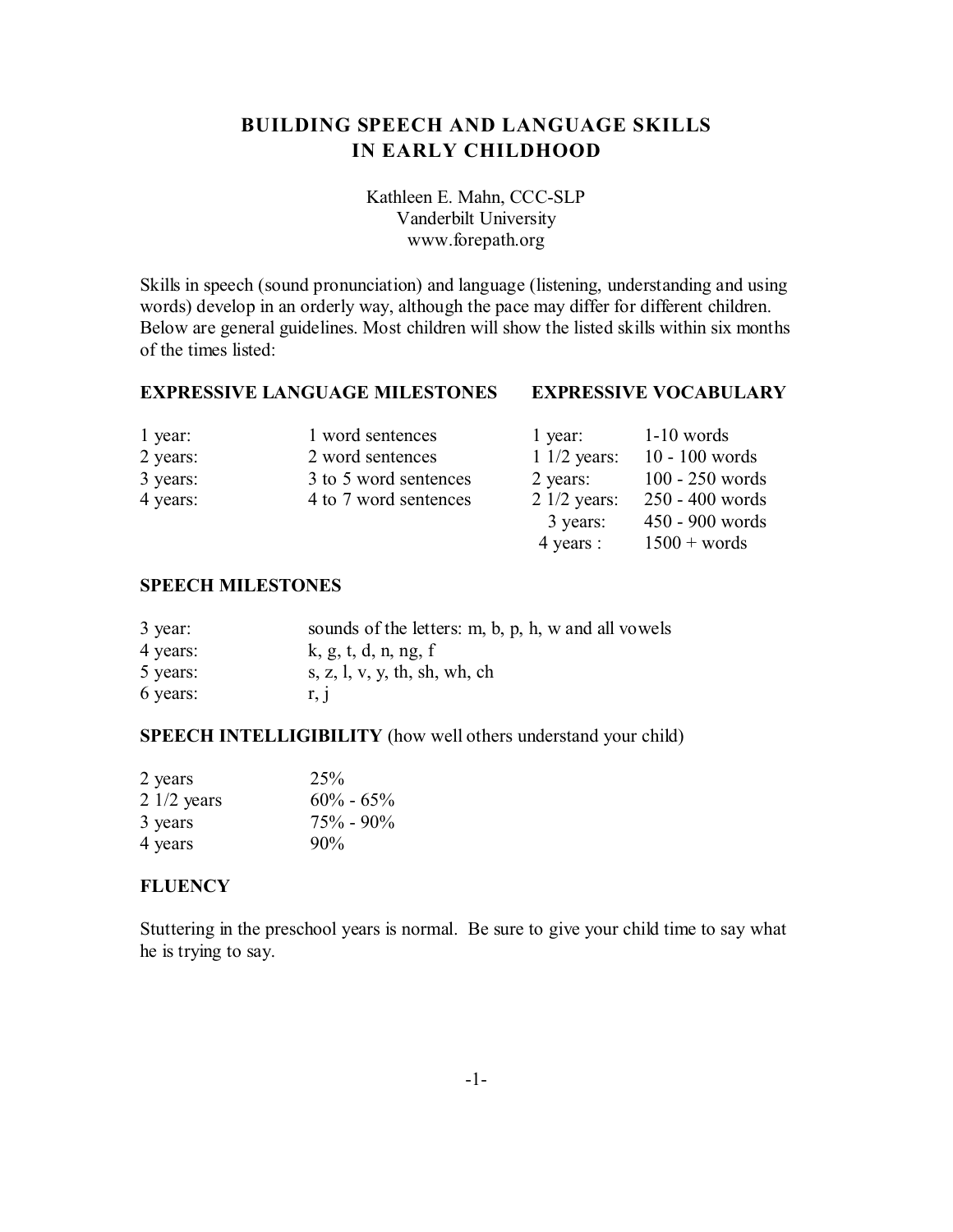# BUILDING SPEECH AND LANGUAGE SKILLS IN EARLY CHILDHOOD

Kathleen E. Mahn, CCC-SLP
Vanderbilt University
www.forepath.org

Skills in speech (sound pronunciation) and language (listening, understanding and using words) develop in an orderly way, although the pace may differ for different children. Below are general guidelines. Most children will show the listed skills within six months of the times listed:

### EXPRESSIVE LANGUAGE MILESTONES

| | |
|---|---|
| 1 year: | 1 word sentences |
| 2 years: | 2 word sentences |
| 3 years: | 3 to 5 word sentences |
| 4 years: | 4 to 7 word sentences |

### EXPRESSIVE VOCABULARY

| | |
|---|---|
| 1 year: | 1-10 words |
| 1 1/2 years: | 10 - 100 words |
| 2 years: | 100 - 250 words |
| 2 1/2 years: | 250 - 400 words |
| 3 years: | 450 - 900 words |
| 4 years : | 1500 + words |

### SPEECH MILESTONES

| | |
|---|---|
| 3 year: | sounds of the letters: m, b, p, h, w and all vowels |
| 4 years: | k, g, t, d, n, ng, f |
| 5 years: | s, z, l, v, y, th, sh, wh, ch |
| 6 years: | r, j |

### SPEECH INTELLIGIBILITY (how well others understand your child)

| | |
|---|---|
| 2 years | 25% |
| 2 1/2 years | 60% - 65% |
| 3 years | 75% - 90% |
| 4 years | 90% |

### FLUENCY

Stuttering in the preschool years is normal. Be sure to give your child time to say what he is trying to say.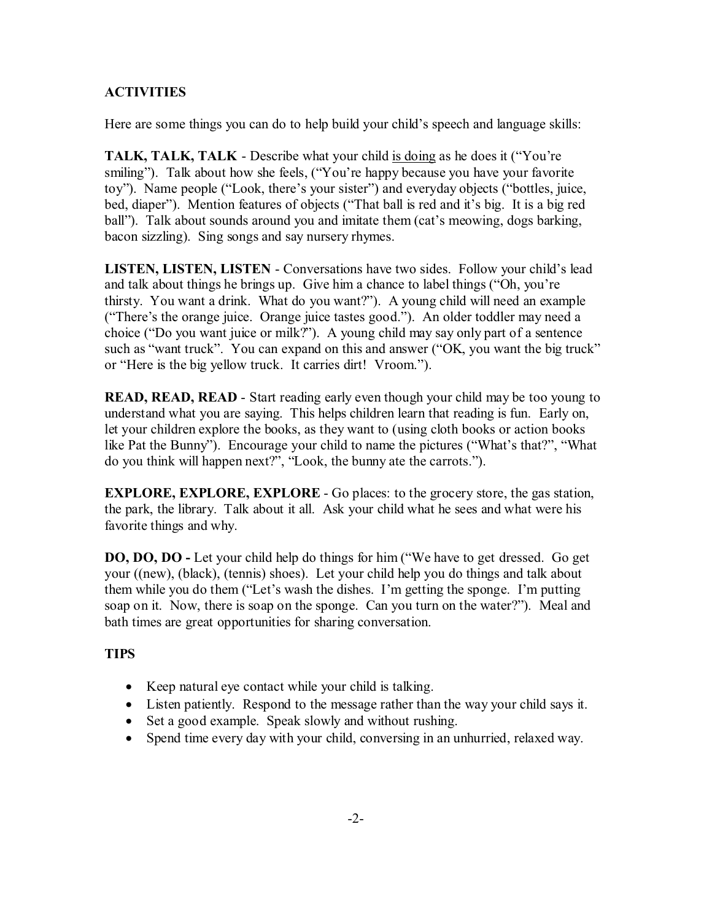**ACTIVITIES**

Here are some things you can do to help build your child's speech and language skills:

**TALK, TALK, TALK** - Describe what your child <u>is doing</u> as he does it ("You're smiling"). Talk about how she feels, ("You're happy because you have your favorite toy"). Name people ("Look, there's your sister") and everyday objects ("bottles, juice, bed, diaper"). Mention features of objects ("That ball is red and it's big. It is a big red ball"). Talk about sounds around you and imitate them (cat's meowing, dogs barking, bacon sizzling). Sing songs and say nursery rhymes.

**LISTEN, LISTEN, LISTEN** - Conversations have two sides. Follow your child's lead and talk about things he brings up. Give him a chance to label things ("Oh, you're thirsty. You want a drink. What do you want?"). A young child will need an example ("There's the orange juice. Orange juice tastes good."). An older toddler may need a choice ("Do you want juice or milk?"). A young child may say only part of a sentence such as "want truck". You can expand on this and answer ("OK, you want the big truck" or "Here is the big yellow truck. It carries dirt! Vroom.").

**READ, READ, READ** - Start reading early even though your child may be too young to understand what you are saying. This helps children learn that reading is fun. Early on, let your children explore the books, as they want to (using cloth books or action books like Pat the Bunny"). Encourage your child to name the pictures ("What's that?", "What do you think will happen next?", "Look, the bunny ate the carrots.").

**EXPLORE, EXPLORE, EXPLORE** - Go places: to the grocery store, the gas station, the park, the library. Talk about it all. Ask your child what he sees and what were his favorite things and why.

**DO, DO, DO -** Let your child help do things for him ("We have to get dressed. Go get your ((new), (black), (tennis) shoes). Let your child help you do things and talk about them while you do them ("Let's wash the dishes. I'm getting the sponge. I'm putting soap on it. Now, there is soap on the sponge. Can you turn on the water?"). Meal and bath times are great opportunities for sharing conversation.

**TIPS**

- Keep natural eye contact while your child is talking.
- Listen patiently. Respond to the message rather than the way your child says it.
- Set a good example. Speak slowly and without rushing.
- Spend time every day with your child, conversing in an unhurried, relaxed way.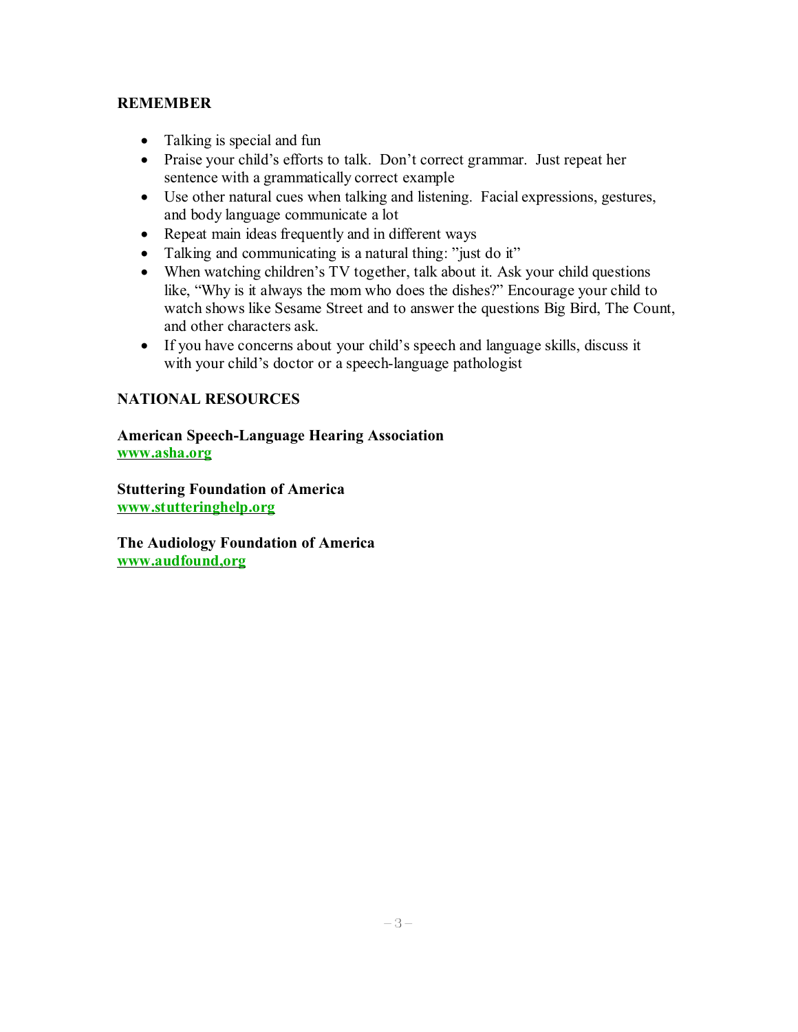**REMEMBER**

- Talking is special and fun
- Praise your child's efforts to talk. Don't correct grammar. Just repeat her sentence with a grammatically correct example
- Use other natural cues when talking and listening. Facial expressions, gestures, and body language communicate a lot
- Repeat main ideas frequently and in different ways
- Talking and communicating is a natural thing: "just do it"
- When watching children's TV together, talk about it. Ask your child questions like, "Why is it always the mom who does the dishes?" Encourage your child to watch shows like Sesame Street and to answer the questions Big Bird, The Count, and other characters ask.
- If you have concerns about your child's speech and language skills, discuss it with your child's doctor or a speech-language pathologist

**NATIONAL RESOURCES**

**American Speech-Language Hearing Association**
**www.asha.org**

**Stuttering Foundation of America**
**www.stutteringhelp.org**

**The Audiology Foundation of America**
**www.audfound.org**